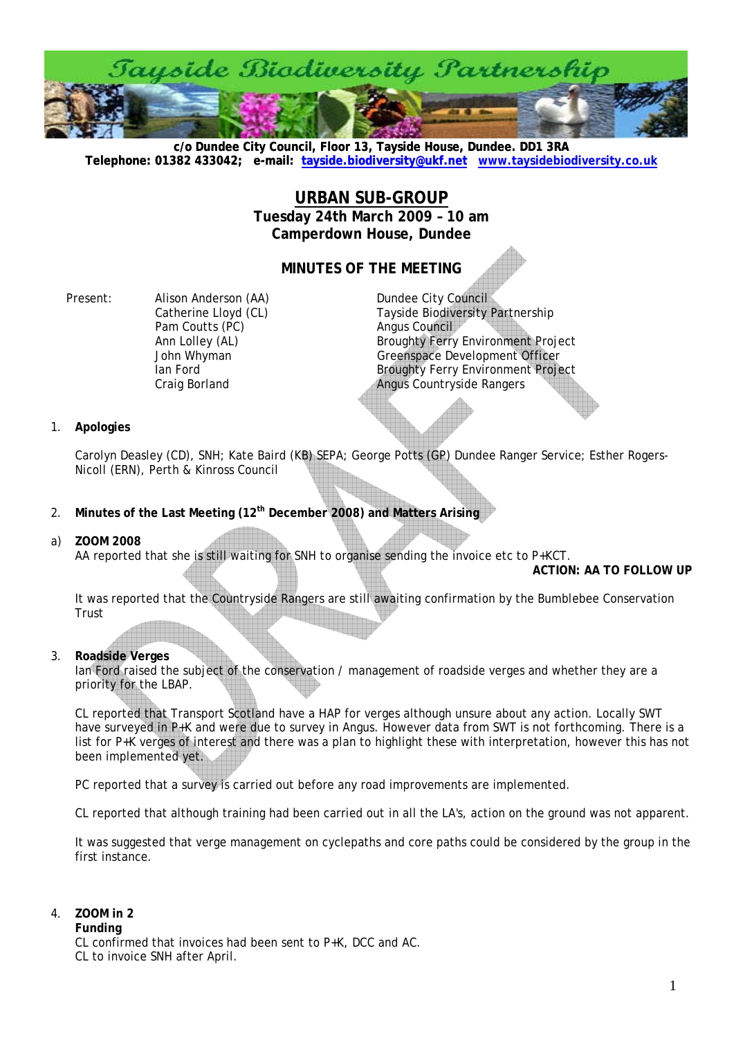# Tayside Biodiversity Partnership

**c/o Dundee City Council, Floor 13, Tayside House, Dundee. DD1 3RA**
**Telephone: 01382 433042; e-mail: tayside.biodiversity@ukf.net www.taysidebiodiversity.co.uk**

## URBAN SUB-GROUP

**Tuesday 24th March 2009 – 10 am**
**Camperdown House, Dundee**

### MINUTES OF THE MEETING

| Present: | | |
|---|---|---|
| | Alison Anderson (AA) | Dundee City Council |
| | Catherine Lloyd (CL) | Tayside Biodiversity Partnership |
| | Pam Coutts (PC) | Angus Council |
| | Ann Lolley (AL) | Broughty Ferry Environment Project |
| | John Whyman | Greenspace Development Officer |
| | Ian Ford | Broughty Ferry Environment Project |
| | Craig Borland | Angus Countryside Rangers |

1. **Apologies**

   Carolyn Deasley (CD), SNH; Kate Baird (KB) SEPA; George Potts (GP) Dundee Ranger Service; Esther Rogers-Nicoll (ERN), Perth & Kinross Council

2. **Minutes of the Last Meeting (12th December 2008) and Matters Arising**

a) **ZOOM 2008**

   AA reported that she is still waiting for SNH to organise sending the invoice etc to P+KCT.

   **ACTION: AA TO FOLLOW UP**

   It was reported that the Countryside Rangers are still awaiting confirmation by the Bumblebee Conservation Trust

3. **Roadside Verges**

   Ian Ford raised the subject of the conservation / management of roadside verges and whether they are a priority for the LBAP.

   CL reported that Transport Scotland have a HAP for verges although unsure about any action. Locally SWT have surveyed in P+K and were due to survey in Angus. However data from SWT is not forthcoming. There is a list for P+K verges of interest and there was a plan to highlight these with interpretation, however this has not been implemented yet.

   PC reported that a survey is carried out before any road improvements are implemented.

   CL reported that although training had been carried out in all the LA's, action on the ground was not apparent.

   It was suggested that verge management on cyclepaths and core paths could be considered by the group in the first instance.

4. **ZOOM in 2**

   **Funding**

   CL confirmed that invoices had been sent to P+K, DCC and AC.
   CL to invoice SNH after April.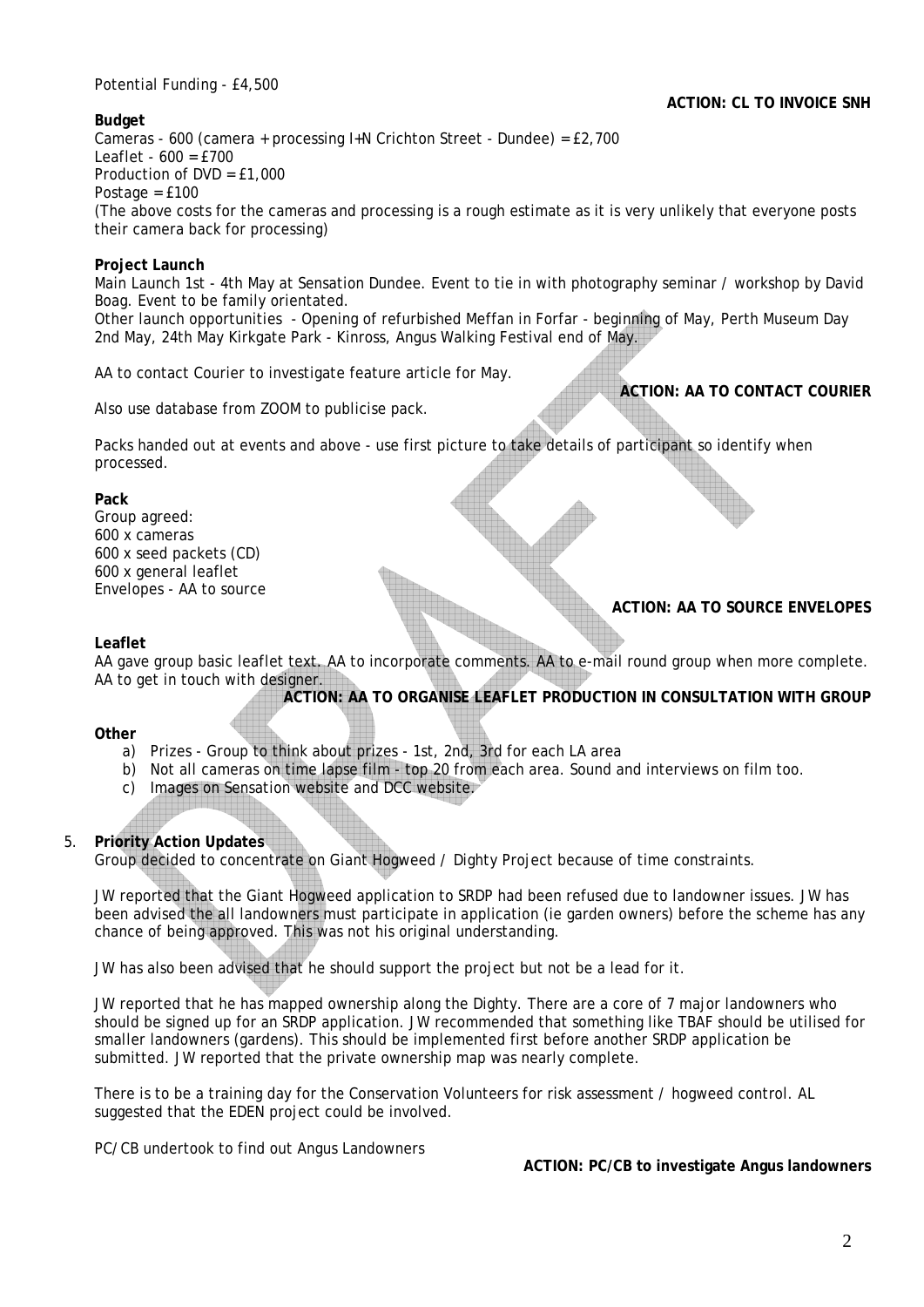Potential Funding - £4,500

**ACTION: CL TO INVOICE SNH**

**Budget**

Cameras - 600 (camera + processing I+N Crichton Street - Dundee) = £2,700
Leaflet - 600 = £700
Production of DVD = £1,000
Postage = £100
(The above costs for the cameras and processing is a rough estimate as it is very unlikely that everyone posts their camera back for processing)

**Project Launch**

Main Launch 1st - 4th May at Sensation Dundee. Event to tie in with photography seminar / workshop by David Boag. Event to be family orientated.
Other launch opportunities - Opening of refurbished Meffan in Forfar - beginning of May, Perth Museum Day 2nd May, 24th May Kirkgate Park - Kinross, Angus Walking Festival end of May.

AA to contact Courier to investigate feature article for May.

**ACTION: AA TO CONTACT COURIER**

Also use database from ZOOM to publicise pack.

Packs handed out at events and above - use first picture to take details of participant so identify when processed.

**Pack**

Group agreed:
600 x cameras
600 x seed packets (CD)
600 x general leaflet
Envelopes - AA to source

**ACTION: AA TO SOURCE ENVELOPES**

**Leaflet**

AA gave group basic leaflet text. AA to incorporate comments. AA to e-mail round group when more complete. AA to get in touch with designer.

**ACTION: AA TO ORGANISE LEAFLET PRODUCTION IN CONSULTATION WITH GROUP**

**Other**

a) Prizes - Group to think about prizes - 1st, 2nd, 3rd for each LA area
b) Not all cameras on time lapse film - top 20 from each area. Sound and interviews on film too.
c) Images on Sensation website and DCC website.

5. **Priority Action Updates**

Group decided to concentrate on Giant Hogweed / Dighty Project because of time constraints.

JW reported that the Giant Hogweed application to SRDP had been refused due to landowner issues. JW has been advised the all landowners must participate in application (ie garden owners) before the scheme has any chance of being approved. This was not his original understanding.

JW has also been advised that he should support the project but not be a lead for it.

JW reported that he has mapped ownership along the Dighty. There are a core of 7 major landowners who should be signed up for an SRDP application. JW recommended that something like TBAF should be utilised for smaller landowners (gardens). This should be implemented first before another SRDP application be submitted. JW reported that the private ownership map was nearly complete.

There is to be a training day for the Conservation Volunteers for risk assessment / hogweed control. AL suggested that the EDEN project could be involved.

PC/CB undertook to find out Angus Landowners

**ACTION: PC/CB to investigate Angus landowners**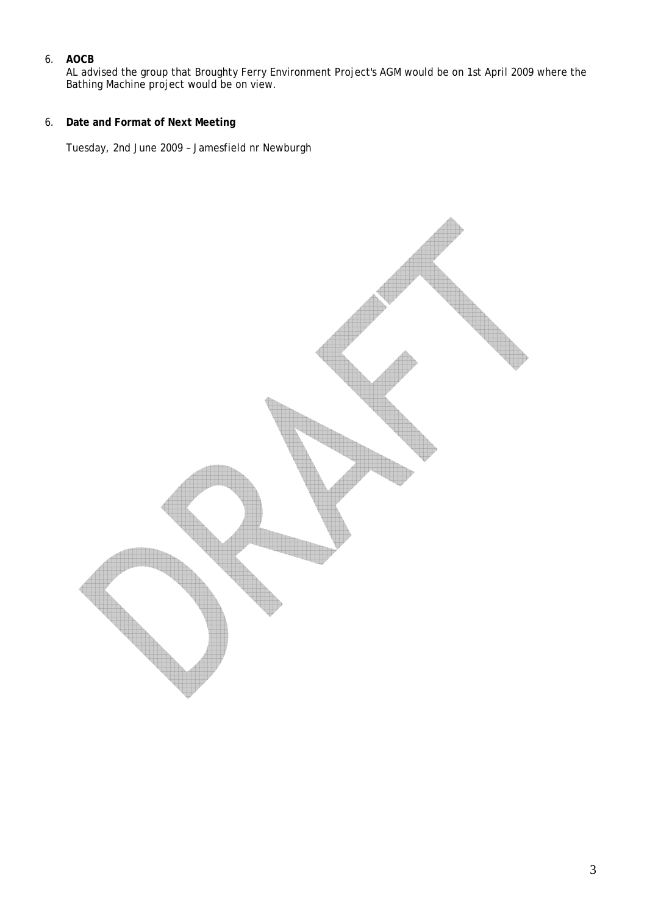6. **AOCB**

   AL advised the group that Broughty Ferry Environment Project's AGM would be on 1st April 2009 where the Bathing Machine project would be on view.

6. **Date and Format of Next Meeting**

   Tuesday, 2nd June 2009 – Jamesfield nr Newburgh